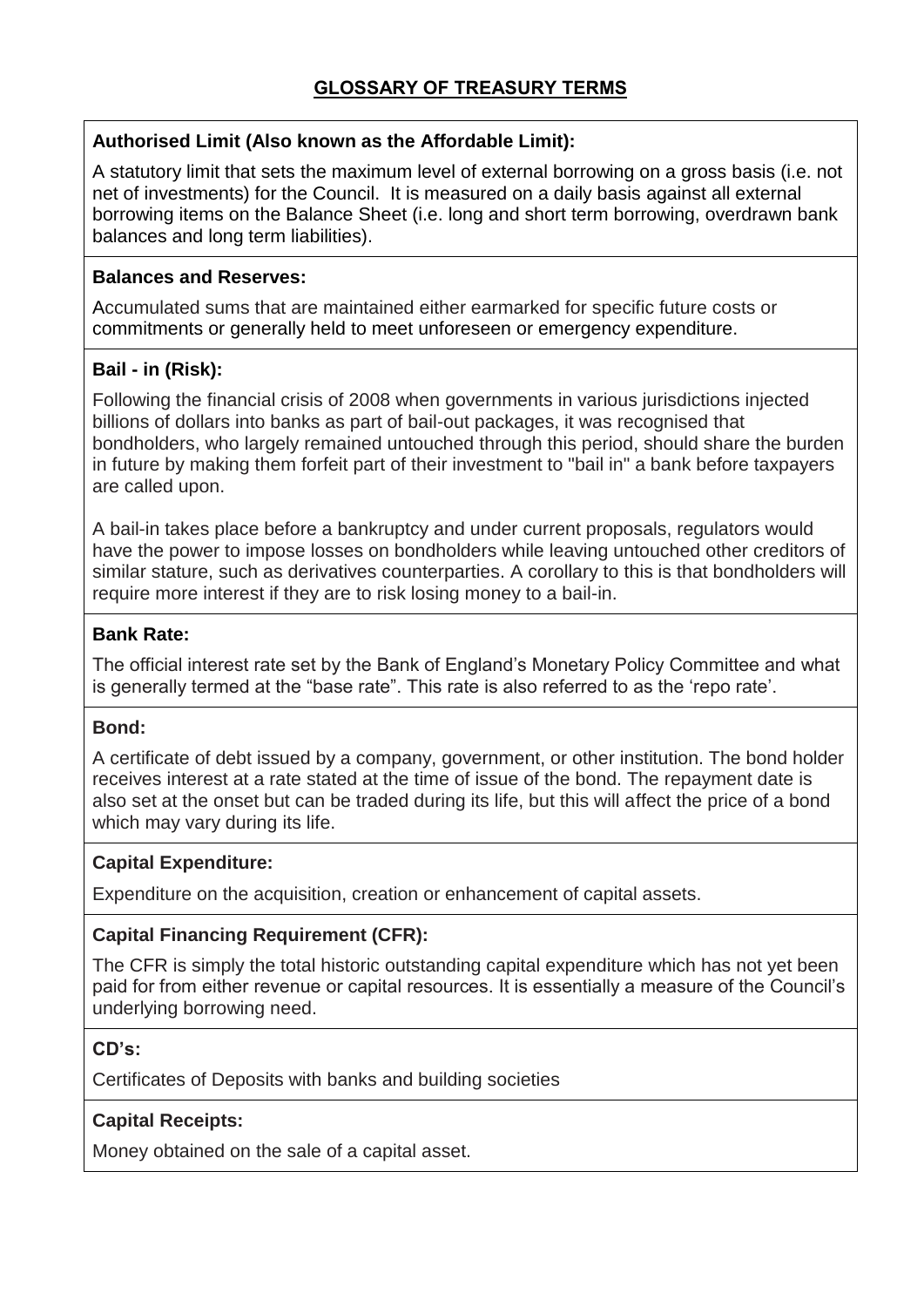# GLOSSARY OF TREASURY TERMS

**Authorised Limit (Also known as the Affordable Limit):**

A statutory limit that sets the maximum level of external borrowing on a gross basis (i.e. not net of investments) for the Council. It is measured on a daily basis against all external borrowing items on the Balance Sheet (i.e. long and short term borrowing, overdrawn bank balances and long term liabilities).

**Balances and Reserves:**

Accumulated sums that are maintained either earmarked for specific future costs or commitments or generally held to meet unforeseen or emergency expenditure.

**Bail - in (Risk):**

Following the financial crisis of 2008 when governments in various jurisdictions injected billions of dollars into banks as part of bail-out packages, it was recognised that bondholders, who largely remained untouched through this period, should share the burden in future by making them forfeit part of their investment to "bail in" a bank before taxpayers are called upon.

A bail-in takes place before a bankruptcy and under current proposals, regulators would have the power to impose losses on bondholders while leaving untouched other creditors of similar stature, such as derivatives counterparties. A corollary to this is that bondholders will require more interest if they are to risk losing money to a bail-in.

**Bank Rate:**

The official interest rate set by the Bank of England's Monetary Policy Committee and what is generally termed at the "base rate". This rate is also referred to as the 'repo rate'.

**Bond:**

A certificate of debt issued by a company, government, or other institution. The bond holder receives interest at a rate stated at the time of issue of the bond. The repayment date is also set at the onset but can be traded during its life, but this will affect the price of a bond which may vary during its life.

**Capital Expenditure:**

Expenditure on the acquisition, creation or enhancement of capital assets.

**Capital Financing Requirement (CFR):**

The CFR is simply the total historic outstanding capital expenditure which has not yet been paid for from either revenue or capital resources. It is essentially a measure of the Council's underlying borrowing need.

**CD's:**

Certificates of Deposits with banks and building societies

**Capital Receipts:**

Money obtained on the sale of a capital asset.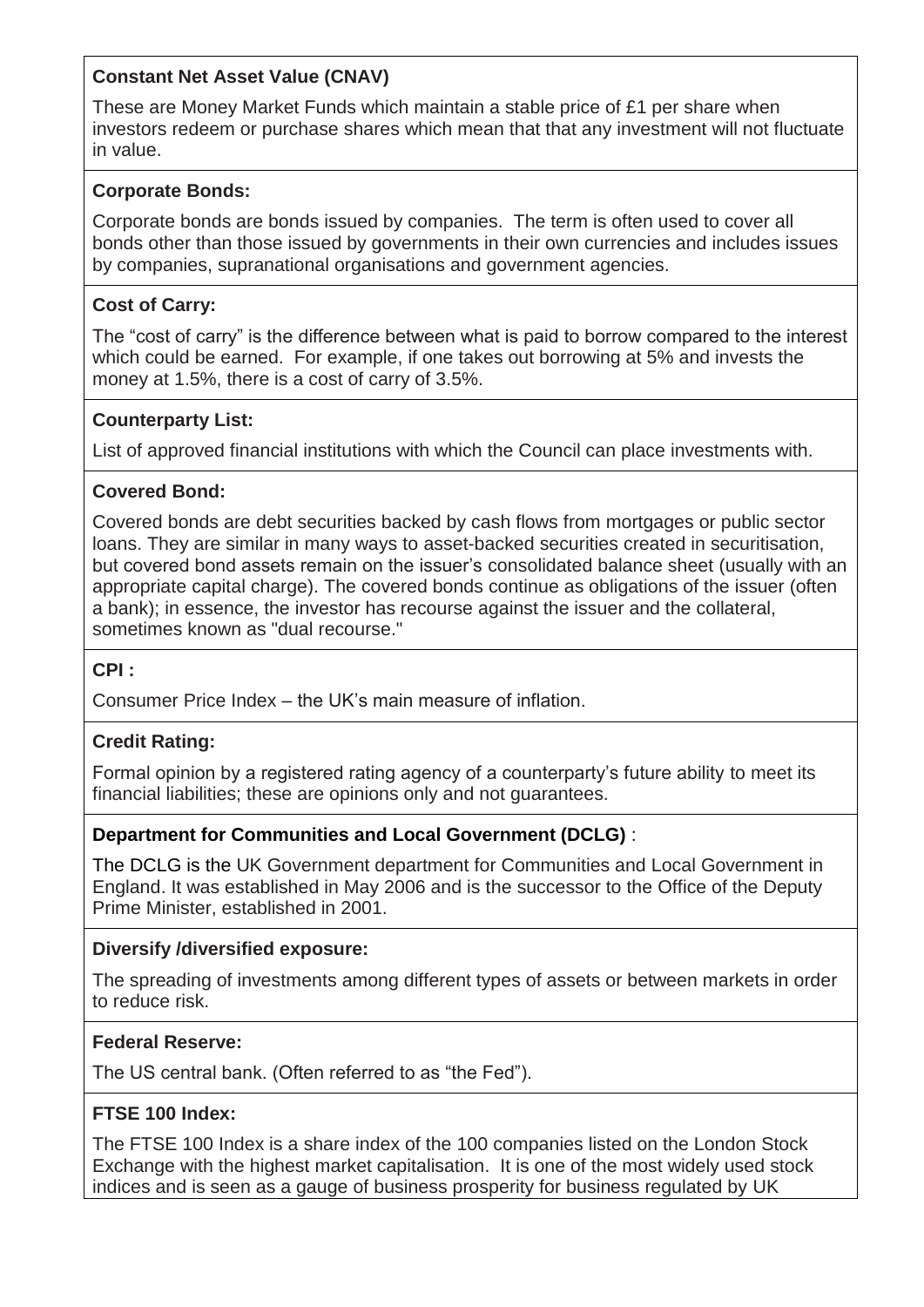**Constant Net Asset Value (CNAV)**

These are Money Market Funds which maintain a stable price of £1 per share when investors redeem or purchase shares which mean that that any investment will not fluctuate in value.

**Corporate Bonds:**

Corporate bonds are bonds issued by companies. The term is often used to cover all bonds other than those issued by governments in their own currencies and includes issues by companies, supranational organisations and government agencies.

**Cost of Carry:**

The "cost of carry" is the difference between what is paid to borrow compared to the interest which could be earned. For example, if one takes out borrowing at 5% and invests the money at 1.5%, there is a cost of carry of 3.5%.

**Counterparty List:**

List of approved financial institutions with which the Council can place investments with.

**Covered Bond:**

Covered bonds are debt securities backed by cash flows from mortgages or public sector loans. They are similar in many ways to asset-backed securities created in securitisation, but covered bond assets remain on the issuer's consolidated balance sheet (usually with an appropriate capital charge). The covered bonds continue as obligations of the issuer (often a bank); in essence, the investor has recourse against the issuer and the collateral, sometimes known as "dual recourse."

**CPI :**

Consumer Price Index – the UK's main measure of inflation.

**Credit Rating:**

Formal opinion by a registered rating agency of a counterparty's future ability to meet its financial liabilities; these are opinions only and not guarantees.

**Department for Communities and Local Government (DCLG)** :

The DCLG is the UK Government department for Communities and Local Government in England. It was established in May 2006 and is the successor to the Office of the Deputy Prime Minister, established in 2001.

**Diversify /diversified exposure:**

The spreading of investments among different types of assets or between markets in order to reduce risk.

**Federal Reserve:**

The US central bank. (Often referred to as "the Fed").

**FTSE 100 Index:**

The FTSE 100 Index is a share index of the 100 companies listed on the London Stock Exchange with the highest market capitalisation. It is one of the most widely used stock indices and is seen as a gauge of business prosperity for business regulated by UK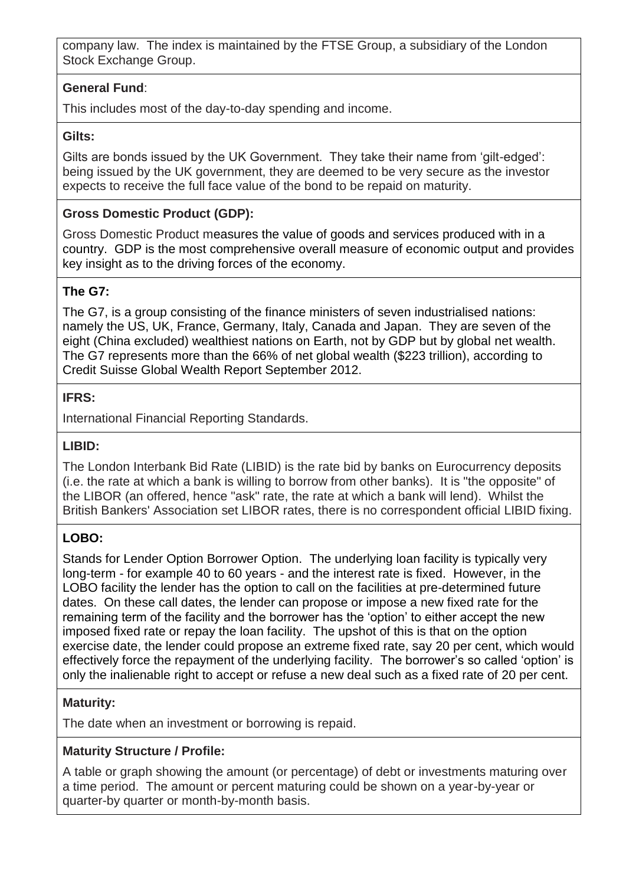company law. The index is maintained by the FTSE Group, a subsidiary of the London Stock Exchange Group.

**General Fund**:

This includes most of the day-to-day spending and income.

**Gilts:**

Gilts are bonds issued by the UK Government. They take their name from 'gilt-edged': being issued by the UK government, they are deemed to be very secure as the investor expects to receive the full face value of the bond to be repaid on maturity.

**Gross Domestic Product (GDP):**

Gross Domestic Product measures the value of goods and services produced with in a country. GDP is the most comprehensive overall measure of economic output and provides key insight as to the driving forces of the economy.

**The G7:**

The G7, is a group consisting of the finance ministers of seven industrialised nations: namely the US, UK, France, Germany, Italy, Canada and Japan. They are seven of the eight (China excluded) wealthiest nations on Earth, not by GDP but by global net wealth. The G7 represents more than the 66% of net global wealth ($223 trillion), according to Credit Suisse Global Wealth Report September 2012.

**IFRS:**

International Financial Reporting Standards.

**LIBID:**

The London Interbank Bid Rate (LIBID) is the rate bid by banks on Eurocurrency deposits (i.e. the rate at which a bank is willing to borrow from other banks). It is "the opposite" of the LIBOR (an offered, hence "ask" rate, the rate at which a bank will lend). Whilst the British Bankers' Association set LIBOR rates, there is no correspondent official LIBID fixing.

**LOBO:**

Stands for Lender Option Borrower Option. The underlying loan facility is typically very long-term - for example 40 to 60 years - and the interest rate is fixed. However, in the LOBO facility the lender has the option to call on the facilities at pre-determined future dates. On these call dates, the lender can propose or impose a new fixed rate for the remaining term of the facility and the borrower has the 'option' to either accept the new imposed fixed rate or repay the loan facility. The upshot of this is that on the option exercise date, the lender could propose an extreme fixed rate, say 20 per cent, which would effectively force the repayment of the underlying facility. The borrower's so called 'option' is only the inalienable right to accept or refuse a new deal such as a fixed rate of 20 per cent.

**Maturity:**

The date when an investment or borrowing is repaid.

**Maturity Structure / Profile:**

A table or graph showing the amount (or percentage) of debt or investments maturing over a time period. The amount or percent maturing could be shown on a year-by-year or quarter-by quarter or month-by-month basis.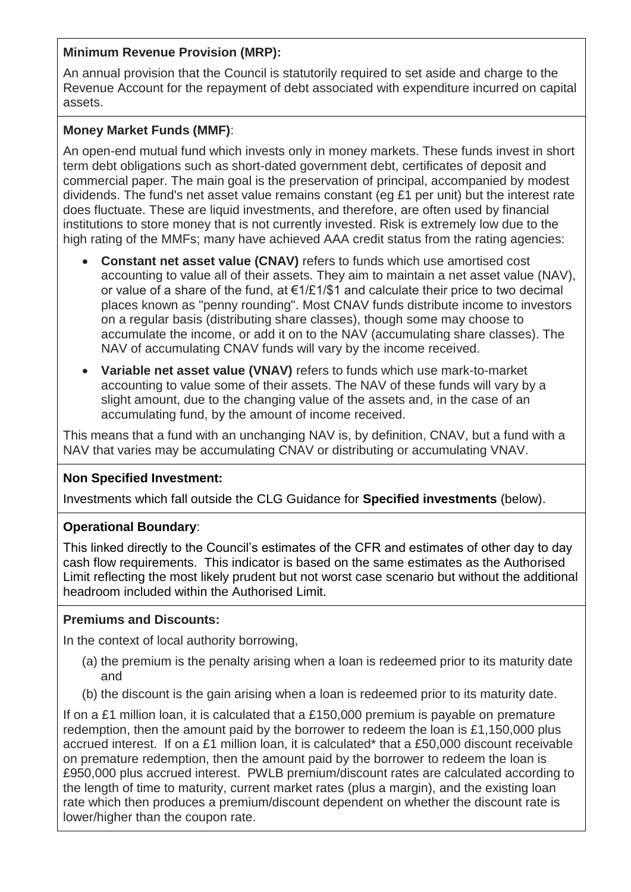**Minimum Revenue Provision (MRP):**

An annual provision that the Council is statutorily required to set aside and charge to the Revenue Account for the repayment of debt associated with expenditure incurred on capital assets.

**Money Market Funds (MMF)**:

An open-end mutual fund which invests only in money markets. These funds invest in short term debt obligations such as short-dated government debt, certificates of deposit and commercial paper. The main goal is the preservation of principal, accompanied by modest dividends. The fund's net asset value remains constant (eg £1 per unit) but the interest rate does fluctuate. These are liquid investments, and therefore, are often used by financial institutions to store money that is not currently invested. Risk is extremely low due to the high rating of the MMFs; many have achieved AAA credit status from the rating agencies:

- **Constant net asset value (CNAV)** refers to funds which use amortised cost accounting to value all of their assets. They aim to maintain a net asset value (NAV), or value of a share of the fund, at €1/£1/$1 and calculate their price to two decimal places known as "penny rounding". Most CNAV funds distribute income to investors on a regular basis (distributing share classes), though some may choose to accumulate the income, or add it on to the NAV (accumulating share classes). The NAV of accumulating CNAV funds will vary by the income received.
- **Variable net asset value (VNAV)** refers to funds which use mark-to-market accounting to value some of their assets. The NAV of these funds will vary by a slight amount, due to the changing value of the assets and, in the case of an accumulating fund, by the amount of income received.

This means that a fund with an unchanging NAV is, by definition, CNAV, but a fund with a NAV that varies may be accumulating CNAV or distributing or accumulating VNAV.

**Non Specified Investment:**

Investments which fall outside the CLG Guidance for **Specified investments** (below).

**Operational Boundary**:

This linked directly to the Council's estimates of the CFR and estimates of other day to day cash flow requirements. This indicator is based on the same estimates as the Authorised Limit reflecting the most likely prudent but not worst case scenario but without the additional headroom included within the Authorised Limit.

**Premiums and Discounts:**

In the context of local authority borrowing,

(a) the premium is the penalty arising when a loan is redeemed prior to its maturity date and

(b) the discount is the gain arising when a loan is redeemed prior to its maturity date.

If on a £1 million loan, it is calculated that a £150,000 premium is payable on premature redemption, then the amount paid by the borrower to redeem the loan is £1,150,000 plus accrued interest. If on a £1 million loan, it is calculated* that a £50,000 discount receivable on premature redemption, then the amount paid by the borrower to redeem the loan is £950,000 plus accrued interest. PWLB premium/discount rates are calculated according to the length of time to maturity, current market rates (plus a margin), and the existing loan rate which then produces a premium/discount dependent on whether the discount rate is lower/higher than the coupon rate.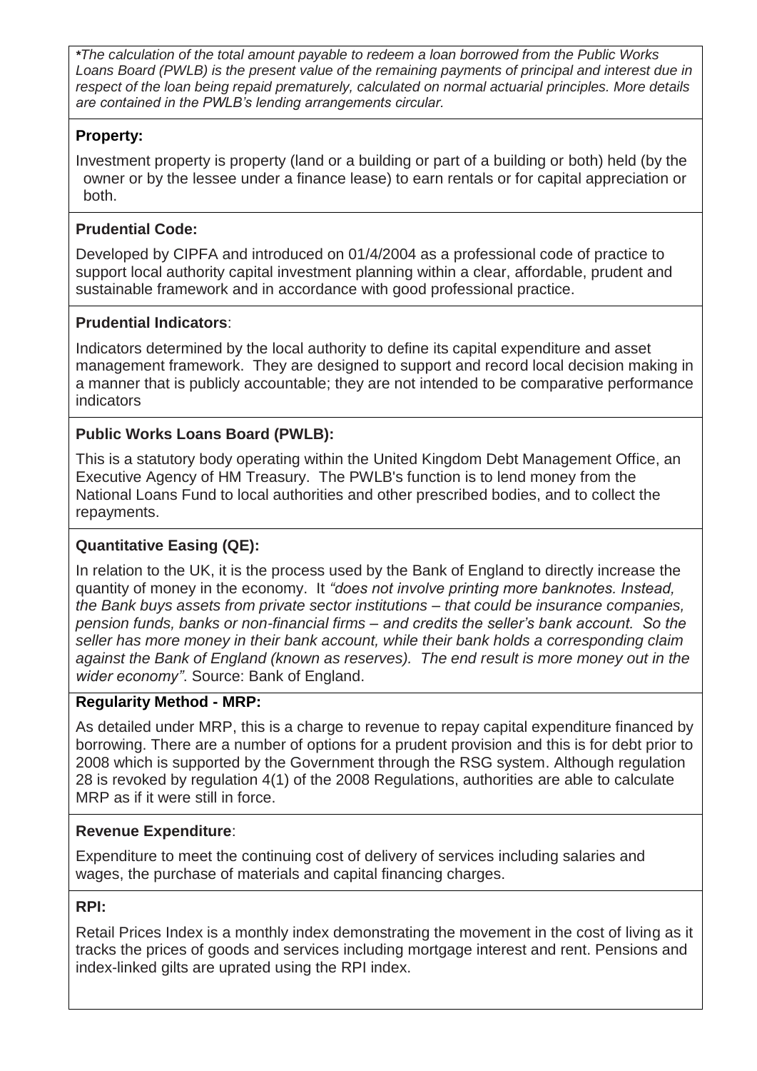**\*** *The calculation of the total amount payable to redeem a loan borrowed from the Public Works Loans Board (PWLB) is the present value of the remaining payments of principal and interest due in respect of the loan being repaid prematurely, calculated on normal actuarial principles. More details are contained in the PWLB's lending arrangements circular.*

**Property:**

Investment property is property (land or a building or part of a building or both) held (by the owner or by the lessee under a finance lease) to earn rentals or for capital appreciation or both.

**Prudential Code:**

Developed by CIPFA and introduced on 01/4/2004 as a professional code of practice to support local authority capital investment planning within a clear, affordable, prudent and sustainable framework and in accordance with good professional practice.

**Prudential Indicators**:

Indicators determined by the local authority to define its capital expenditure and asset management framework. They are designed to support and record local decision making in a manner that is publicly accountable; they are not intended to be comparative performance indicators

**Public Works Loans Board (PWLB):**

This is a statutory body operating within the United Kingdom Debt Management Office, an Executive Agency of HM Treasury. The PWLB's function is to lend money from the National Loans Fund to local authorities and other prescribed bodies, and to collect the repayments.

**Quantitative Easing (QE):**

In relation to the UK, it is the process used by the Bank of England to directly increase the quantity of money in the economy. It *"does not involve printing more banknotes. Instead, the Bank buys assets from private sector institutions – that could be insurance companies, pension funds, banks or non-financial firms – and credits the seller's bank account. So the seller has more money in their bank account, while their bank holds a corresponding claim against the Bank of England (known as reserves). The end result is more money out in the wider economy"*. Source: Bank of England.

**Regularity Method - MRP:**

As detailed under MRP, this is a charge to revenue to repay capital expenditure financed by borrowing. There are a number of options for a prudent provision and this is for debt prior to 2008 which is supported by the Government through the RSG system. Although regulation 28 is revoked by regulation 4(1) of the 2008 Regulations, authorities are able to calculate MRP as if it were still in force.

**Revenue Expenditure**:

Expenditure to meet the continuing cost of delivery of services including salaries and wages, the purchase of materials and capital financing charges.

**RPI:**

Retail Prices Index is a monthly index demonstrating the movement in the cost of living as it tracks the prices of goods and services including mortgage interest and rent. Pensions and index-linked gilts are uprated using the RPI index.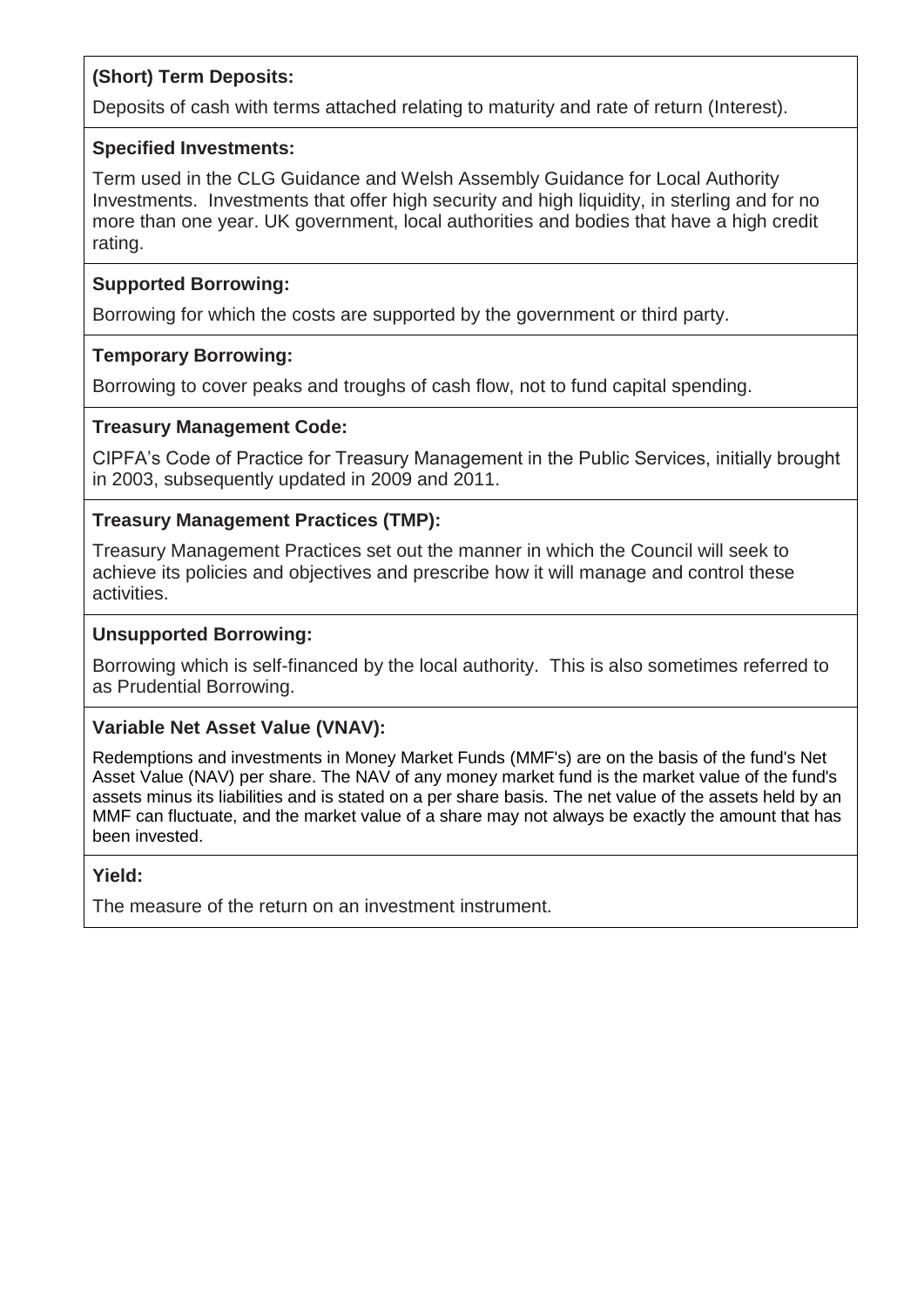**(Short) Term Deposits:**

Deposits of cash with terms attached relating to maturity and rate of return (Interest).

**Specified Investments:**

Term used in the CLG Guidance and Welsh Assembly Guidance for Local Authority Investments. Investments that offer high security and high liquidity, in sterling and for no more than one year. UK government, local authorities and bodies that have a high credit rating.

**Supported Borrowing:**

Borrowing for which the costs are supported by the government or third party.

**Temporary Borrowing:**

Borrowing to cover peaks and troughs of cash flow, not to fund capital spending.

**Treasury Management Code:**

CIPFA's Code of Practice for Treasury Management in the Public Services, initially brought in 2003, subsequently updated in 2009 and 2011.

**Treasury Management Practices (TMP):**

Treasury Management Practices set out the manner in which the Council will seek to achieve its policies and objectives and prescribe how it will manage and control these activities.

**Unsupported Borrowing:**

Borrowing which is self-financed by the local authority. This is also sometimes referred to as Prudential Borrowing.

**Variable Net Asset Value (VNAV):**

Redemptions and investments in Money Market Funds (MMF's) are on the basis of the fund's Net Asset Value (NAV) per share. The NAV of any money market fund is the market value of the fund's assets minus its liabilities and is stated on a per share basis. The net value of the assets held by an MMF can fluctuate, and the market value of a share may not always be exactly the amount that has been invested.

**Yield:**

The measure of the return on an investment instrument.